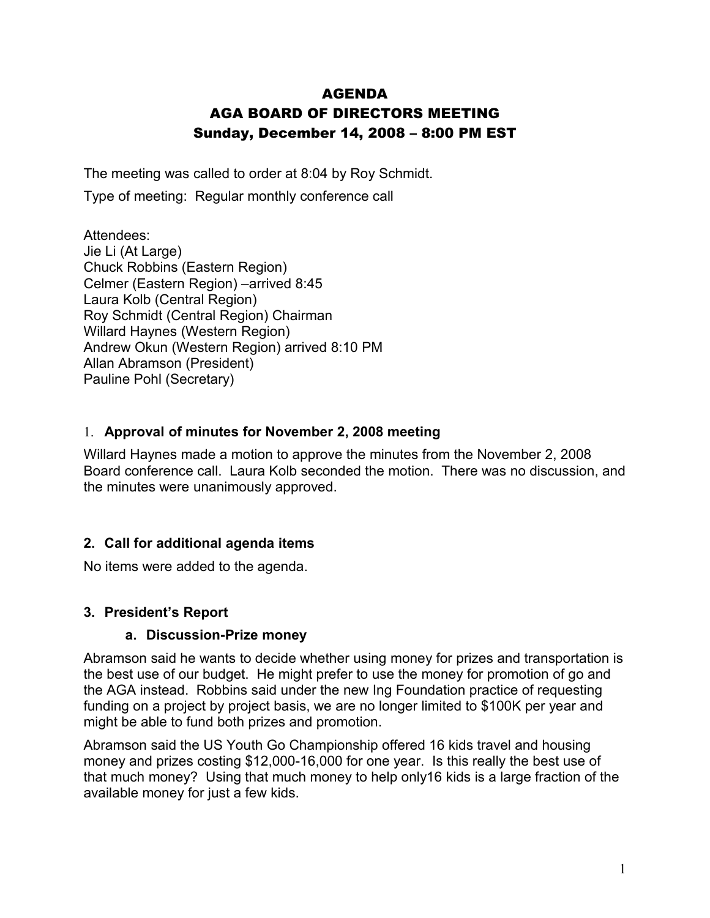# AGENDA
# AGA BOARD OF DIRECTORS MEETING
## Sunday, December 14, 2008 – 8:00 PM EST

The meeting was called to order at 8:04 by Roy Schmidt.

Type of meeting: Regular monthly conference call

Attendees:
Jie Li (At Large)
Chuck Robbins (Eastern Region)
Celmer (Eastern Region) –arrived 8:45
Laura Kolb (Central Region)
Roy Schmidt (Central Region) Chairman
Willard Haynes (Western Region)
Andrew Okun (Western Region) arrived 8:10 PM
Allan Abramson (President)
Pauline Pohl (Secretary)

### 1. Approval of minutes for November 2, 2008 meeting

Willard Haynes made a motion to approve the minutes from the November 2, 2008 Board conference call. Laura Kolb seconded the motion. There was no discussion, and the minutes were unanimously approved.

### 2. Call for additional agenda items

No items were added to the agenda.

### 3. President's Report

#### a. Discussion-Prize money

Abramson said he wants to decide whether using money for prizes and transportation is the best use of our budget. He might prefer to use the money for promotion of go and the AGA instead. Robbins said under the new Ing Foundation practice of requesting funding on a project by project basis, we are no longer limited to $100K per year and might be able to fund both prizes and promotion.

Abramson said the US Youth Go Championship offered 16 kids travel and housing money and prizes costing $12,000-16,000 for one year. Is this really the best use of that much money? Using that much money to help only16 kids is a large fraction of the available money for just a few kids.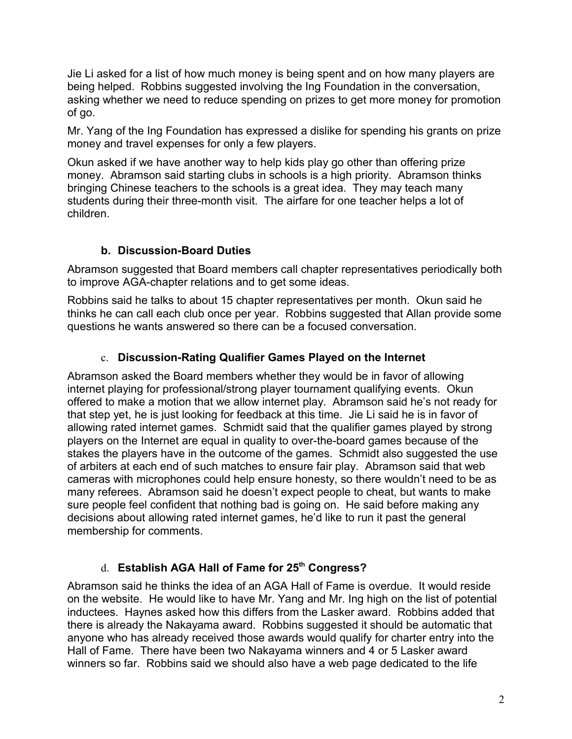Jie Li asked for a list of how much money is being spent and on how many players are being helped. Robbins suggested involving the Ing Foundation in the conversation, asking whether we need to reduce spending on prizes to get more money for promotion of go.

Mr. Yang of the Ing Foundation has expressed a dislike for spending his grants on prize money and travel expenses for only a few players.

Okun asked if we have another way to help kids play go other than offering prize money. Abramson said starting clubs in schools is a high priority. Abramson thinks bringing Chinese teachers to the schools is a great idea. They may teach many students during their three-month visit. The airfare for one teacher helps a lot of children.

### b. Discussion-Board Duties

Abramson suggested that Board members call chapter representatives periodically both to improve AGA-chapter relations and to get some ideas.

Robbins said he talks to about 15 chapter representatives per month. Okun said he thinks he can call each club once per year. Robbins suggested that Allan provide some questions he wants answered so there can be a focused conversation.

### c. Discussion-Rating Qualifier Games Played on the Internet

Abramson asked the Board members whether they would be in favor of allowing internet playing for professional/strong player tournament qualifying events. Okun offered to make a motion that we allow internet play. Abramson said he's not ready for that step yet, he is just looking for feedback at this time. Jie Li said he is in favor of allowing rated internet games. Schmidt said that the qualifier games played by strong players on the Internet are equal in quality to over-the-board games because of the stakes the players have in the outcome of the games. Schmidt also suggested the use of arbiters at each end of such matches to ensure fair play. Abramson said that web cameras with microphones could help ensure honesty, so there wouldn't need to be as many referees. Abramson said he doesn't expect people to cheat, but wants to make sure people feel confident that nothing bad is going on. He said before making any decisions about allowing rated internet games, he'd like to run it past the general membership for comments.

### d. Establish AGA Hall of Fame for 25th Congress?

Abramson said he thinks the idea of an AGA Hall of Fame is overdue. It would reside on the website. He would like to have Mr. Yang and Mr. Ing high on the list of potential inductees. Haynes asked how this differs from the Lasker award. Robbins added that there is already the Nakayama award. Robbins suggested it should be automatic that anyone who has already received those awards would qualify for charter entry into the Hall of Fame. There have been two Nakayama winners and 4 or 5 Lasker award winners so far. Robbins said we should also have a web page dedicated to the life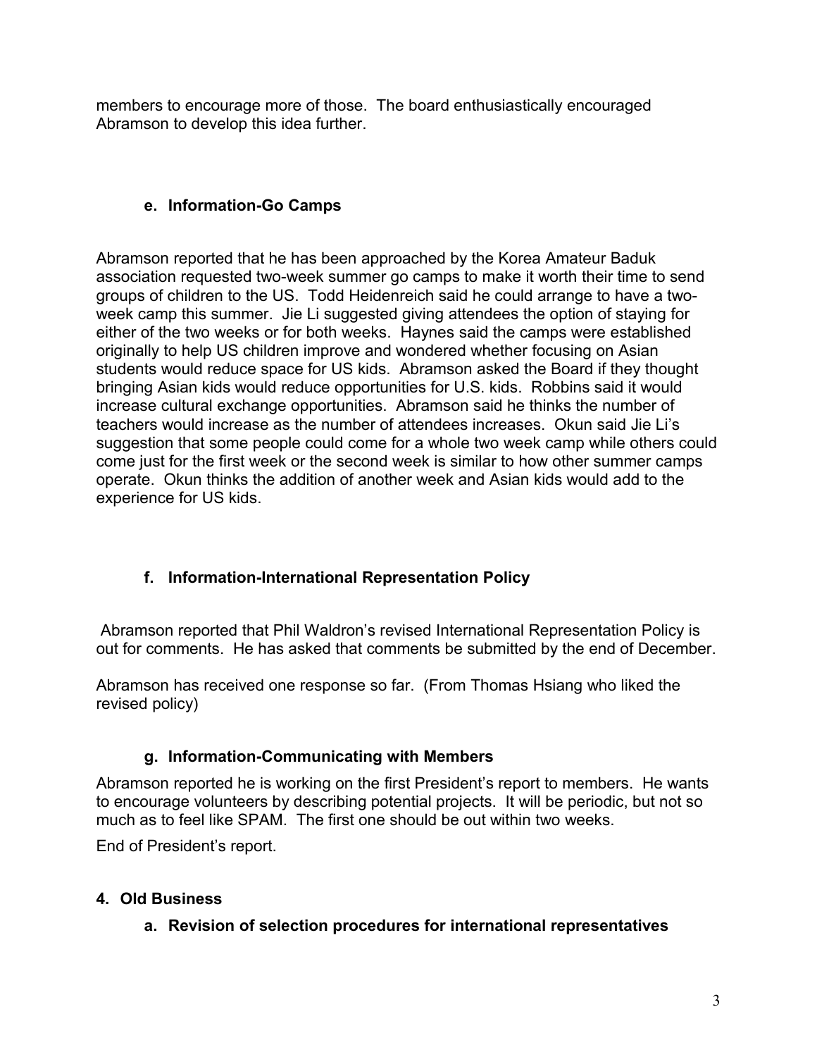members to encourage more of those. The board enthusiastically encouraged Abramson to develop this idea further.

**e. Information-Go Camps**

Abramson reported that he has been approached by the Korea Amateur Baduk association requested two-week summer go camps to make it worth their time to send groups of children to the US. Todd Heidenreich said he could arrange to have a two-week camp this summer. Jie Li suggested giving attendees the option of staying for either of the two weeks or for both weeks. Haynes said the camps were established originally to help US children improve and wondered whether focusing on Asian students would reduce space for US kids. Abramson asked the Board if they thought bringing Asian kids would reduce opportunities for U.S. kids. Robbins said it would increase cultural exchange opportunities. Abramson said he thinks the number of teachers would increase as the number of attendees increases. Okun said Jie Li's suggestion that some people could come for a whole two week camp while others could come just for the first week or the second week is similar to how other summer camps operate. Okun thinks the addition of another week and Asian kids would add to the experience for US kids.

**f. Information-International Representation Policy**

Abramson reported that Phil Waldron's revised International Representation Policy is out for comments. He has asked that comments be submitted by the end of December.

Abramson has received one response so far. (From Thomas Hsiang who liked the revised policy)

**g. Information-Communicating with Members**

Abramson reported he is working on the first President's report to members. He wants to encourage volunteers by describing potential projects. It will be periodic, but not so much as to feel like SPAM. The first one should be out within two weeks.

End of President's report.

**4. Old Business**

**a. Revision of selection procedures for international representatives**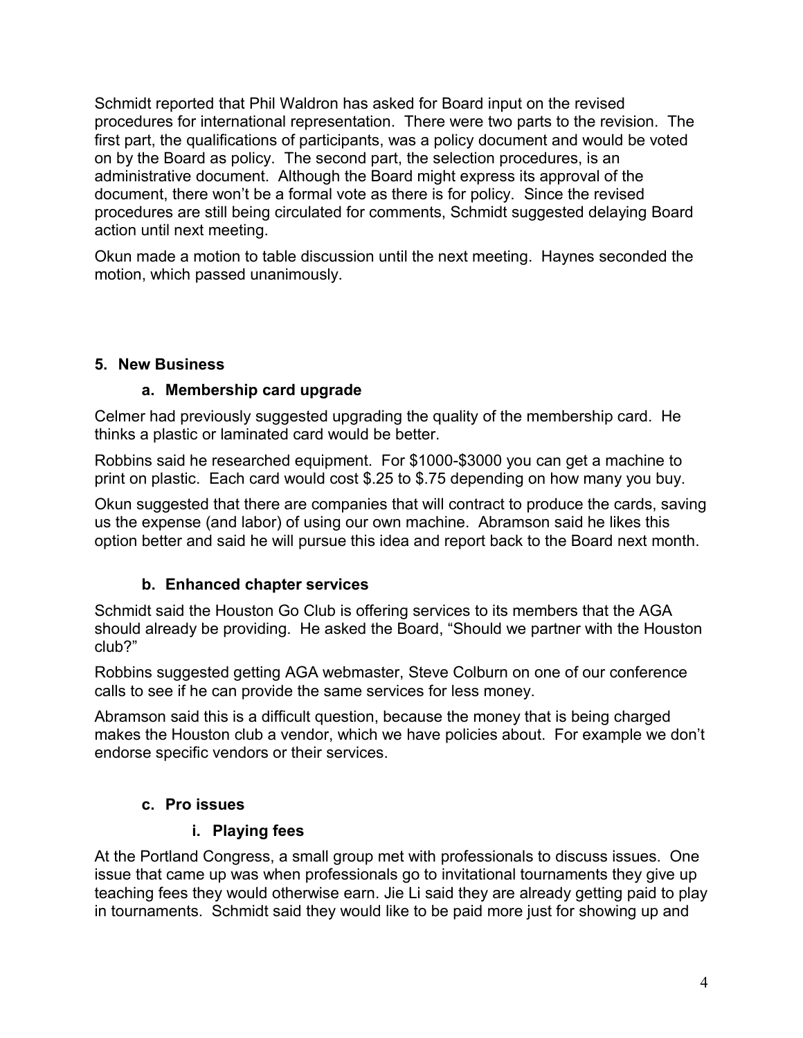Schmidt reported that Phil Waldron has asked for Board input on the revised procedures for international representation. There were two parts to the revision. The first part, the qualifications of participants, was a policy document and would be voted on by the Board as policy. The second part, the selection procedures, is an administrative document. Although the Board might express its approval of the document, there won't be a formal vote as there is for policy. Since the revised procedures are still being circulated for comments, Schmidt suggested delaying Board action until next meeting.

Okun made a motion to table discussion until the next meeting. Haynes seconded the motion, which passed unanimously.

## 5. New Business

### a. Membership card upgrade

Celmer had previously suggested upgrading the quality of the membership card. He thinks a plastic or laminated card would be better.

Robbins said he researched equipment. For $1000-$3000 you can get a machine to print on plastic. Each card would cost $.25 to $.75 depending on how many you buy.

Okun suggested that there are companies that will contract to produce the cards, saving us the expense (and labor) of using our own machine. Abramson said he likes this option better and said he will pursue this idea and report back to the Board next month.

### b. Enhanced chapter services

Schmidt said the Houston Go Club is offering services to its members that the AGA should already be providing. He asked the Board, "Should we partner with the Houston club?"

Robbins suggested getting AGA webmaster, Steve Colburn on one of our conference calls to see if he can provide the same services for less money.

Abramson said this is a difficult question, because the money that is being charged makes the Houston club a vendor, which we have policies about. For example we don't endorse specific vendors or their services.

### c. Pro issues

#### i. Playing fees

At the Portland Congress, a small group met with professionals to discuss issues. One issue that came up was when professionals go to invitational tournaments they give up teaching fees they would otherwise earn. Jie Li said they are already getting paid to play in tournaments. Schmidt said they would like to be paid more just for showing up and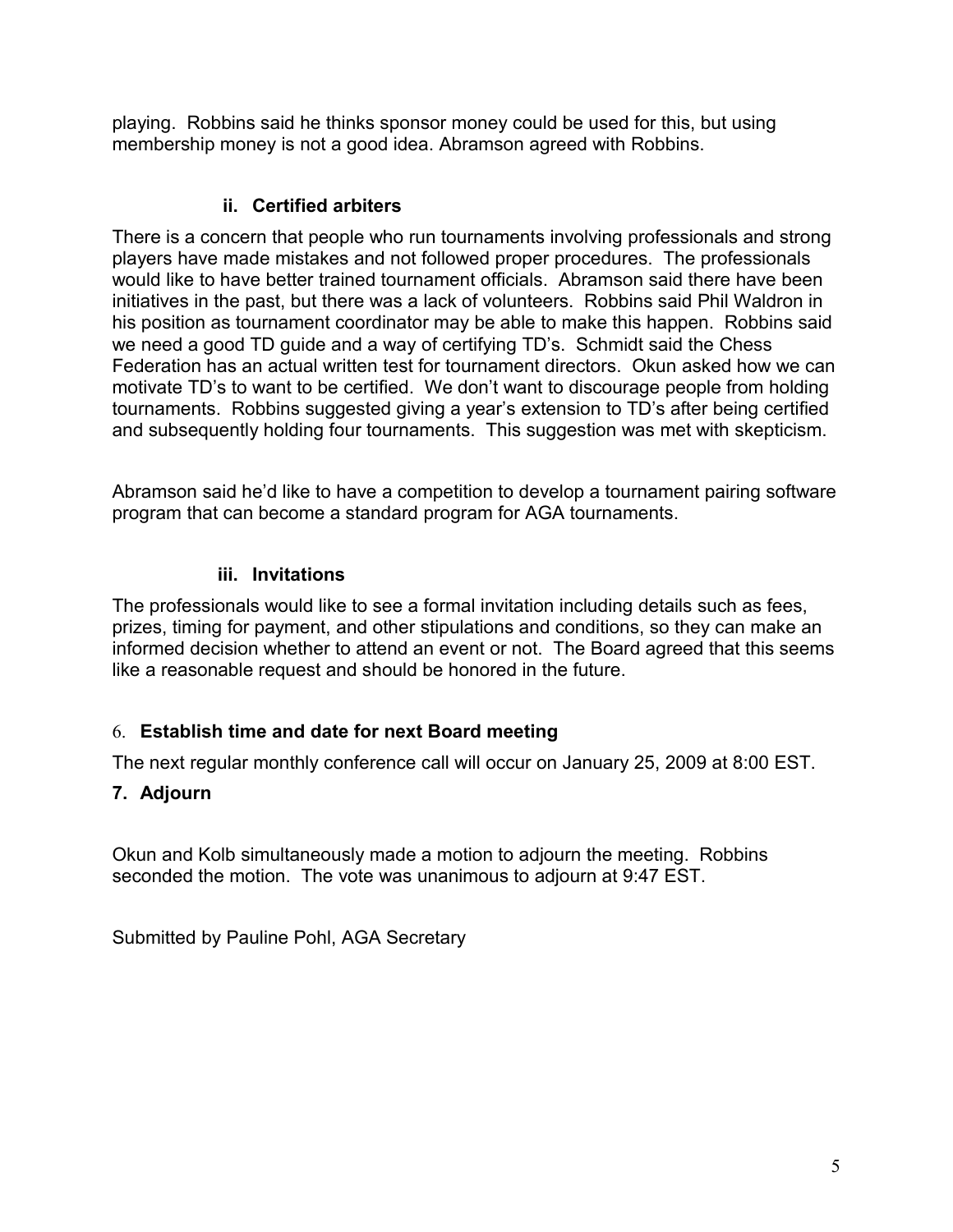playing. Robbins said he thinks sponsor money could be used for this, but using membership money is not a good idea. Abramson agreed with Robbins.

### ii. Certified arbiters

There is a concern that people who run tournaments involving professionals and strong players have made mistakes and not followed proper procedures. The professionals would like to have better trained tournament officials. Abramson said there have been initiatives in the past, but there was a lack of volunteers. Robbins said Phil Waldron in his position as tournament coordinator may be able to make this happen. Robbins said we need a good TD guide and a way of certifying TD's. Schmidt said the Chess Federation has an actual written test for tournament directors. Okun asked how we can motivate TD's to want to be certified. We don't want to discourage people from holding tournaments. Robbins suggested giving a year's extension to TD's after being certified and subsequently holding four tournaments. This suggestion was met with skepticism.

Abramson said he'd like to have a competition to develop a tournament pairing software program that can become a standard program for AGA tournaments.

### iii. Invitations

The professionals would like to see a formal invitation including details such as fees, prizes, timing for payment, and other stipulations and conditions, so they can make an informed decision whether to attend an event or not. The Board agreed that this seems like a reasonable request and should be honored in the future.

## 6. Establish time and date for next Board meeting

The next regular monthly conference call will occur on January 25, 2009 at 8:00 EST.

## 7. Adjourn

Okun and Kolb simultaneously made a motion to adjourn the meeting. Robbins seconded the motion. The vote was unanimous to adjourn at 9:47 EST.

Submitted by Pauline Pohl, AGA Secretary